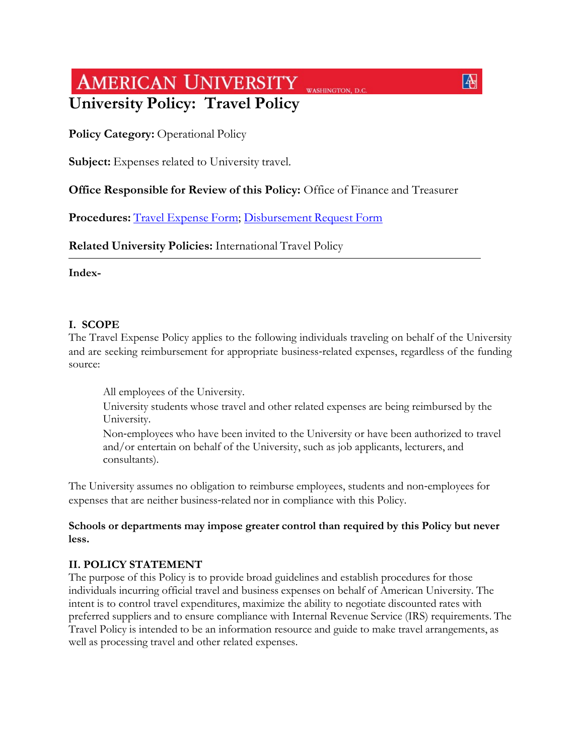AMERICAN UNIVERSITY WASHINGTON, D.C.

# University Policy: Travel Policy

**Policy Category:** Operational Policy

**Subject:** Expenses related to University travel.

**Office Responsible for Review of this Policy:** Office of Finance and Treasurer

**Procedures:** [Travel Expense Form]; [Disbursement Request Form]

**Related University Policies:** International Travel Policy

---

**Index-**

## I. SCOPE

The Travel Expense Policy applies to the following individuals traveling on behalf of the University and are seeking reimbursement for appropriate business-related expenses, regardless of the funding source:

All employees of the University.

University students whose travel and other related expenses are being reimbursed by the University.

Non-employees who have been invited to the University or have been authorized to travel and/or entertain on behalf of the University, such as job applicants, lecturers, and consultants).

The University assumes no obligation to reimburse employees, students and non-employees for expenses that are neither business-related nor in compliance with this Policy.

**Schools or departments may impose greater control than required by this Policy but never less.**

## II. POLICY STATEMENT

The purpose of this Policy is to provide broad guidelines and establish procedures for those individuals incurring official travel and business expenses on behalf of American University. The intent is to control travel expenditures, maximize the ability to negotiate discounted rates with preferred suppliers and to ensure compliance with Internal Revenue Service (IRS) requirements. The Travel Policy is intended to be an information resource and guide to make travel arrangements, as well as processing travel and other related expenses.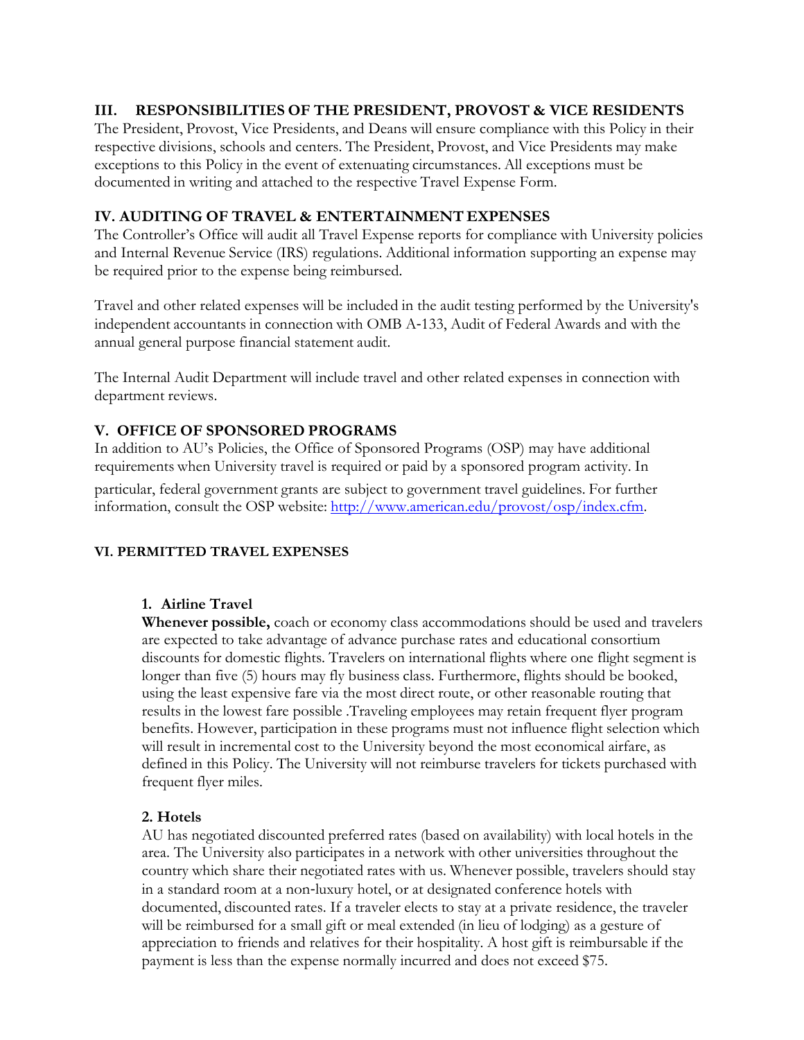## III. RESPONSIBILITIES OF THE PRESIDENT, PROVOST & VICE RESIDENTS

The President, Provost, Vice Presidents, and Deans will ensure compliance with this Policy in their respective divisions, schools and centers. The President, Provost, and Vice Presidents may make exceptions to this Policy in the event of extenuating circumstances. All exceptions must be documented in writing and attached to the respective Travel Expense Form.

## IV. AUDITING OF TRAVEL & ENTERTAINMENT EXPENSES

The Controller's Office will audit all Travel Expense reports for compliance with University policies and Internal Revenue Service (IRS) regulations. Additional information supporting an expense may be required prior to the expense being reimbursed.

Travel and other related expenses will be included in the audit testing performed by the University's independent accountants in connection with OMB A-133, Audit of Federal Awards and with the annual general purpose financial statement audit.

The Internal Audit Department will include travel and other related expenses in connection with department reviews.

## V. OFFICE OF SPONSORED PROGRAMS

In addition to AU's Policies, the Office of Sponsored Programs (OSP) may have additional requirements when University travel is required or paid by a sponsored program activity. In particular, federal government grants are subject to government travel guidelines. For further information, consult the OSP website: [http://www.american.edu/provost/osp/index.cfm](http://www.american.edu/provost/osp/index.cfm).

## VI. PERMITTED TRAVEL EXPENSES

### 1. Airline Travel

**Whenever possible,** coach or economy class accommodations should be used and travelers are expected to take advantage of advance purchase rates and educational consortium discounts for domestic flights. Travelers on international flights where one flight segment is longer than five (5) hours may fly business class. Furthermore, flights should be booked, using the least expensive fare via the most direct route, or other reasonable routing that results in the lowest fare possible .Traveling employees may retain frequent flyer program benefits. However, participation in these programs must not influence flight selection which will result in incremental cost to the University beyond the most economical airfare, as defined in this Policy. The University will not reimburse travelers for tickets purchased with frequent flyer miles.

### 2. Hotels

AU has negotiated discounted preferred rates (based on availability) with local hotels in the area. The University also participates in a network with other universities throughout the country which share their negotiated rates with us. Whenever possible, travelers should stay in a standard room at a non-luxury hotel, or at designated conference hotels with documented, discounted rates. If a traveler elects to stay at a private residence, the traveler will be reimbursed for a small gift or meal extended (in lieu of lodging) as a gesture of appreciation to friends and relatives for their hospitality. A host gift is reimbursable if the payment is less than the expense normally incurred and does not exceed $75.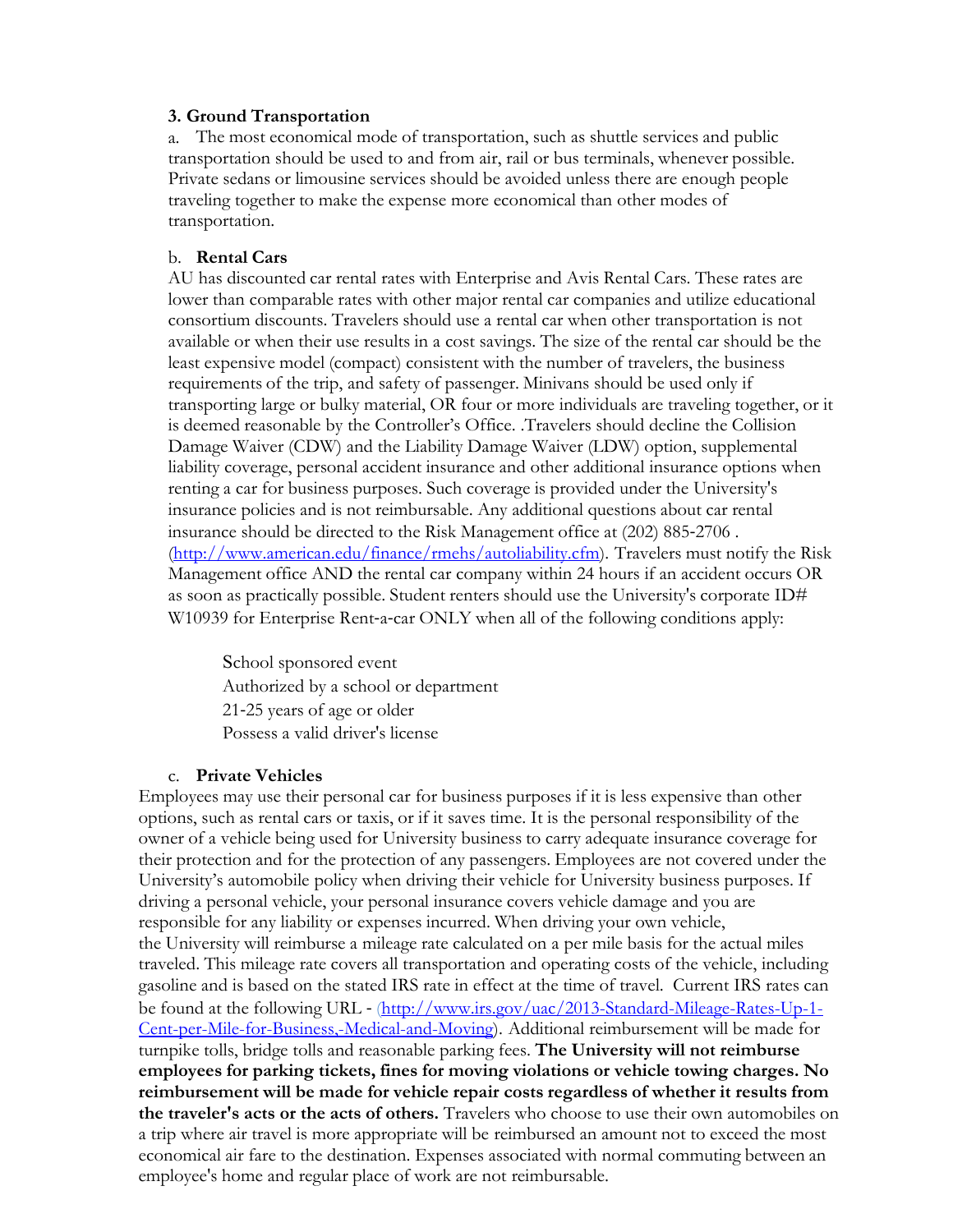### 3. Ground Transportation

a. The most economical mode of transportation, such as shuttle services and public transportation should be used to and from air, rail or bus terminals, whenever possible. Private sedans or limousine services should be avoided unless there are enough people traveling together to make the expense more economical than other modes of transportation.

b. **Rental Cars**

AU has discounted car rental rates with Enterprise and Avis Rental Cars. These rates are lower than comparable rates with other major rental car companies and utilize educational consortium discounts. Travelers should use a rental car when other transportation is not available or when their use results in a cost savings. The size of the rental car should be the least expensive model (compact) consistent with the number of travelers, the business requirements of the trip, and safety of passenger. Minivans should be used only if transporting large or bulky material, OR four or more individuals are traveling together, or it is deemed reasonable by the Controller's Office. .Travelers should decline the Collision Damage Waiver (CDW) and the Liability Damage Waiver (LDW) option, supplemental liability coverage, personal accident insurance and other additional insurance options when renting a car for business purposes. Such coverage is provided under the University's insurance policies and is not reimbursable. Any additional questions about car rental insurance should be directed to the Risk Management office at (202) 885-2706 . ([http://www.american.edu/finance/rmehs/autoliability.cfm](http://www.american.edu/finance/rmehs/autoliability.cfm)). Travelers must notify the Risk Management office AND the rental car company within 24 hours if an accident occurs OR as soon as practically possible. Student renters should use the University's corporate ID# W10939 for Enterprise Rent-a-car ONLY when all of the following conditions apply:

School sponsored event
Authorized by a school or department
21-25 years of age or older
Possess a valid driver's license

c. **Private Vehicles**

Employees may use their personal car for business purposes if it is less expensive than other options, such as rental cars or taxis, or if it saves time. It is the personal responsibility of the owner of a vehicle being used for University business to carry adequate insurance coverage for their protection and for the protection of any passengers. Employees are not covered under the University's automobile policy when driving their vehicle for University business purposes. If driving a personal vehicle, your personal insurance covers vehicle damage and you are responsible for any liability or expenses incurred. When driving your own vehicle, the University will reimburse a mileage rate calculated on a per mile basis for the actual miles traveled. This mileage rate covers all transportation and operating costs of the vehicle, including gasoline and is based on the stated IRS rate in effect at the time of travel. Current IRS rates can be found at the following URL - ([http://www.irs.gov/uac/2013-Standard-Mileage-Rates-Up-1-Cent-per-Mile-for-Business,-Medical-and-Moving](http://www.irs.gov/uac/2013-Standard-Mileage-Rates-Up-1-Cent-per-Mile-for-Business,-Medical-and-Moving)). Additional reimbursement will be made for turnpike tolls, bridge tolls and reasonable parking fees. **The University will not reimburse employees for parking tickets, fines for moving violations or vehicle towing charges. No reimbursement will be made for vehicle repair costs regardless of whether it results from the traveler's acts or the acts of others.** Travelers who choose to use their own automobiles on a trip where air travel is more appropriate will be reimbursed an amount not to exceed the most economical air fare to the destination. Expenses associated with normal commuting between an employee's home and regular place of work are not reimbursable.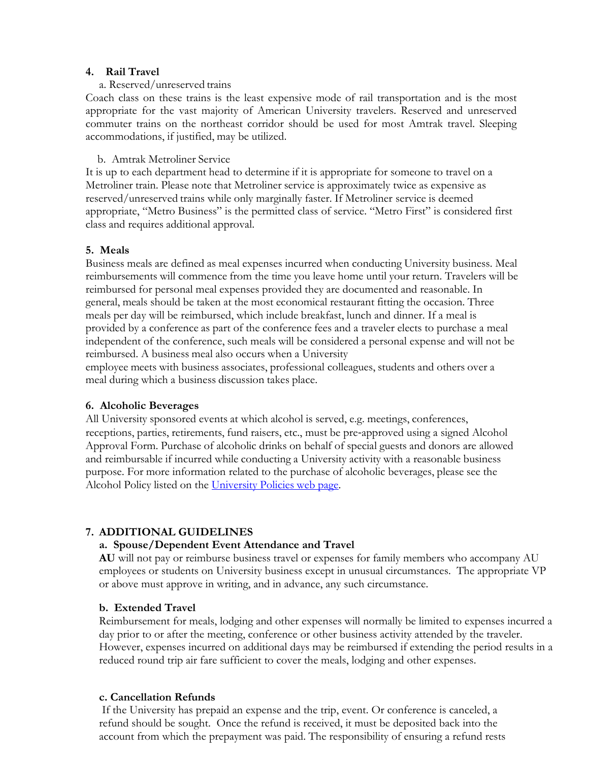**4. Rail Travel**

a. Reserved/unreserved trains

Coach class on these trains is the least expensive mode of rail transportation and is the most appropriate for the vast majority of American University travelers. Reserved and unreserved commuter trains on the northeast corridor should be used for most Amtrak travel. Sleeping accommodations, if justified, may be utilized.

b. Amtrak Metroliner Service

It is up to each department head to determine if it is appropriate for someone to travel on a Metroliner train. Please note that Metroliner service is approximately twice as expensive as reserved/unreserved trains while only marginally faster. If Metroliner service is deemed appropriate, "Metro Business" is the permitted class of service. "Metro First" is considered first class and requires additional approval.

**5. Meals**

Business meals are defined as meal expenses incurred when conducting University business. Meal reimbursements will commence from the time you leave home until your return. Travelers will be reimbursed for personal meal expenses provided they are documented and reasonable. In general, meals should be taken at the most economical restaurant fitting the occasion. Three meals per day will be reimbursed, which include breakfast, lunch and dinner. If a meal is provided by a conference as part of the conference fees and a traveler elects to purchase a meal independent of the conference, such meals will be considered a personal expense and will not be reimbursed. A business meal also occurs when a University employee meets with business associates, professional colleagues, students and others over a meal during which a business discussion takes place.

**6. Alcoholic Beverages**

All University sponsored events at which alcohol is served, e.g. meetings, conferences, receptions, parties, retirements, fund raisers, etc., must be pre-approved using a signed Alcohol Approval Form. Purchase of alcoholic drinks on behalf of special guests and donors are allowed and reimbursable if incurred while conducting a University activity with a reasonable business purpose. For more information related to the purchase of alcoholic beverages, please see the Alcohol Policy listed on the University Policies web page.

**7. ADDITIONAL GUIDELINES**

**a. Spouse/Dependent Event Attendance and Travel**

**AU** will not pay or reimburse business travel or expenses for family members who accompany AU employees or students on University business except in unusual circumstances. The appropriate VP or above must approve in writing, and in advance, any such circumstance.

**b. Extended Travel**

Reimbursement for meals, lodging and other expenses will normally be limited to expenses incurred a day prior to or after the meeting, conference or other business activity attended by the traveler. However, expenses incurred on additional days may be reimbursed if extending the period results in a reduced round trip air fare sufficient to cover the meals, lodging and other expenses.

**c. Cancellation Refunds**

If the University has prepaid an expense and the trip, event. Or conference is canceled, a refund should be sought. Once the refund is received, it must be deposited back into the account from which the prepayment was paid. The responsibility of ensuring a refund rests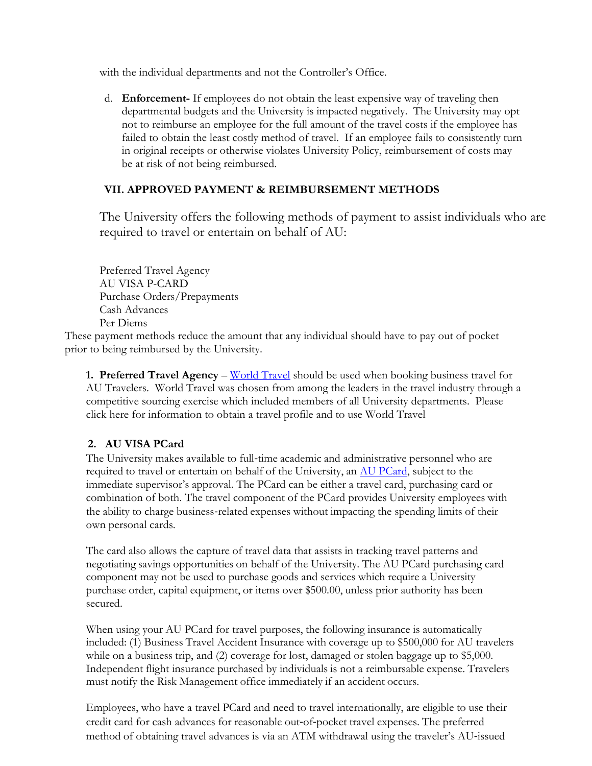with the individual departments and not the Controller's Office.

d. **Enforcement-** If employees do not obtain the least expensive way of traveling then departmental budgets and the University is impacted negatively. The University may opt not to reimburse an employee for the full amount of the travel costs if the employee has failed to obtain the least costly method of travel. If an employee fails to consistently turn in original receipts or otherwise violates University Policy, reimbursement of costs may be at risk of not being reimbursed.

## VII. APPROVED PAYMENT & REIMBURSEMENT METHODS

The University offers the following methods of payment to assist individuals who are required to travel or entertain on behalf of AU:

Preferred Travel Agency
AU VISA P-CARD
Purchase Orders/Prepayments
Cash Advances
Per Diems

These payment methods reduce the amount that any individual should have to pay out of pocket prior to being reimbursed by the University.

**1. Preferred Travel Agency** – World Travel should be used when booking business travel for AU Travelers. World Travel was chosen from among the leaders in the travel industry through a competitive sourcing exercise which included members of all University departments. Please click here for information to obtain a travel profile and to use World Travel

**2. AU VISA PCard**

The University makes available to full-time academic and administrative personnel who are required to travel or entertain on behalf of the University, an AU PCard, subject to the immediate supervisor's approval. The PCard can be either a travel card, purchasing card or combination of both. The travel component of the PCard provides University employees with the ability to charge business-related expenses without impacting the spending limits of their own personal cards.

The card also allows the capture of travel data that assists in tracking travel patterns and negotiating savings opportunities on behalf of the University. The AU PCard purchasing card component may not be used to purchase goods and services which require a University purchase order, capital equipment, or items over $500.00, unless prior authority has been secured.

When using your AU PCard for travel purposes, the following insurance is automatically included: (1) Business Travel Accident Insurance with coverage up to $500,000 for AU travelers while on a business trip, and (2) coverage for lost, damaged or stolen baggage up to $5,000. Independent flight insurance purchased by individuals is not a reimbursable expense. Travelers must notify the Risk Management office immediately if an accident occurs.

Employees, who have a travel PCard and need to travel internationally, are eligible to use their credit card for cash advances for reasonable out-of-pocket travel expenses. The preferred method of obtaining travel advances is via an ATM withdrawal using the traveler's AU-issued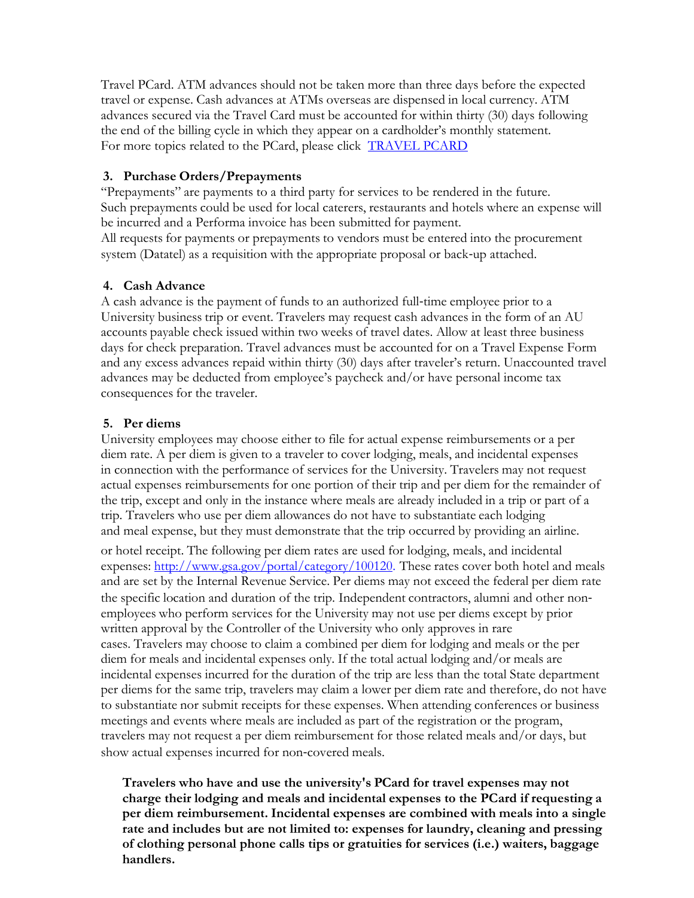Travel PCard. ATM advances should not be taken more than three days before the expected travel or expense. Cash advances at ATMs overseas are dispensed in local currency. ATM advances secured via the Travel Card must be accounted for within thirty (30) days following the end of the billing cycle in which they appear on a cardholder's monthly statement. For more topics related to the PCard, please click [TRAVEL PCARD]()

3. **Purchase Orders/Prepayments**

"Prepayments" are payments to a third party for services to be rendered in the future. Such prepayments could be used for local caterers, restaurants and hotels where an expense will be incurred and a Performa invoice has been submitted for payment.
All requests for payments or prepayments to vendors must be entered into the procurement system (Datatel) as a requisition with the appropriate proposal or back-up attached.

4. **Cash Advance**

A cash advance is the payment of funds to an authorized full-time employee prior to a University business trip or event. Travelers may request cash advances in the form of an AU accounts payable check issued within two weeks of travel dates. Allow at least three business days for check preparation. Travel advances must be accounted for on a Travel Expense Form and any excess advances repaid within thirty (30) days after traveler's return. Unaccounted travel advances may be deducted from employee's paycheck and/or have personal income tax consequences for the traveler.

5. **Per diems**

University employees may choose either to file for actual expense reimbursements or a per diem rate. A per diem is given to a traveler to cover lodging, meals, and incidental expenses in connection with the performance of services for the University. Travelers may not request actual expenses reimbursements for one portion of their trip and per diem for the remainder of the trip, except and only in the instance where meals are already included in a trip or part of a trip. Travelers who use per diem allowances do not have to substantiate each lodging and meal expense, but they must demonstrate that the trip occurred by providing an airline. or hotel receipt. The following per diem rates are used for lodging, meals, and incidental expenses: [http://www.gsa.gov/portal/category/100120](http://www.gsa.gov/portal/category/100120). These rates cover both hotel and meals and are set by the Internal Revenue Service. Per diems may not exceed the federal per diem rate the specific location and duration of the trip. Independent contractors, alumni and other non-employees who perform services for the University may not use per diems except by prior written approval by the Controller of the University who only approves in rare cases. Travelers may choose to claim a combined per diem for lodging and meals or the per diem for meals and incidental expenses only. If the total actual lodging and/or meals are incidental expenses incurred for the duration of the trip are less than the total State department per diems for the same trip, travelers may claim a lower per diem rate and therefore, do not have to substantiate nor submit receipts for these expenses. When attending conferences or business meetings and events where meals are included as part of the registration or the program, travelers may not request a per diem reimbursement for those related meals and/or days, but show actual expenses incurred for non-covered meals.

**Travelers who have and use the university's PCard for travel expenses may not charge their lodging and meals and incidental expenses to the PCard if requesting a per diem reimbursement. Incidental expenses are combined with meals into a single rate and includes but are not limited to: expenses for laundry, cleaning and pressing of clothing personal phone calls tips or gratuities for services (i.e.) waiters, baggage handlers.**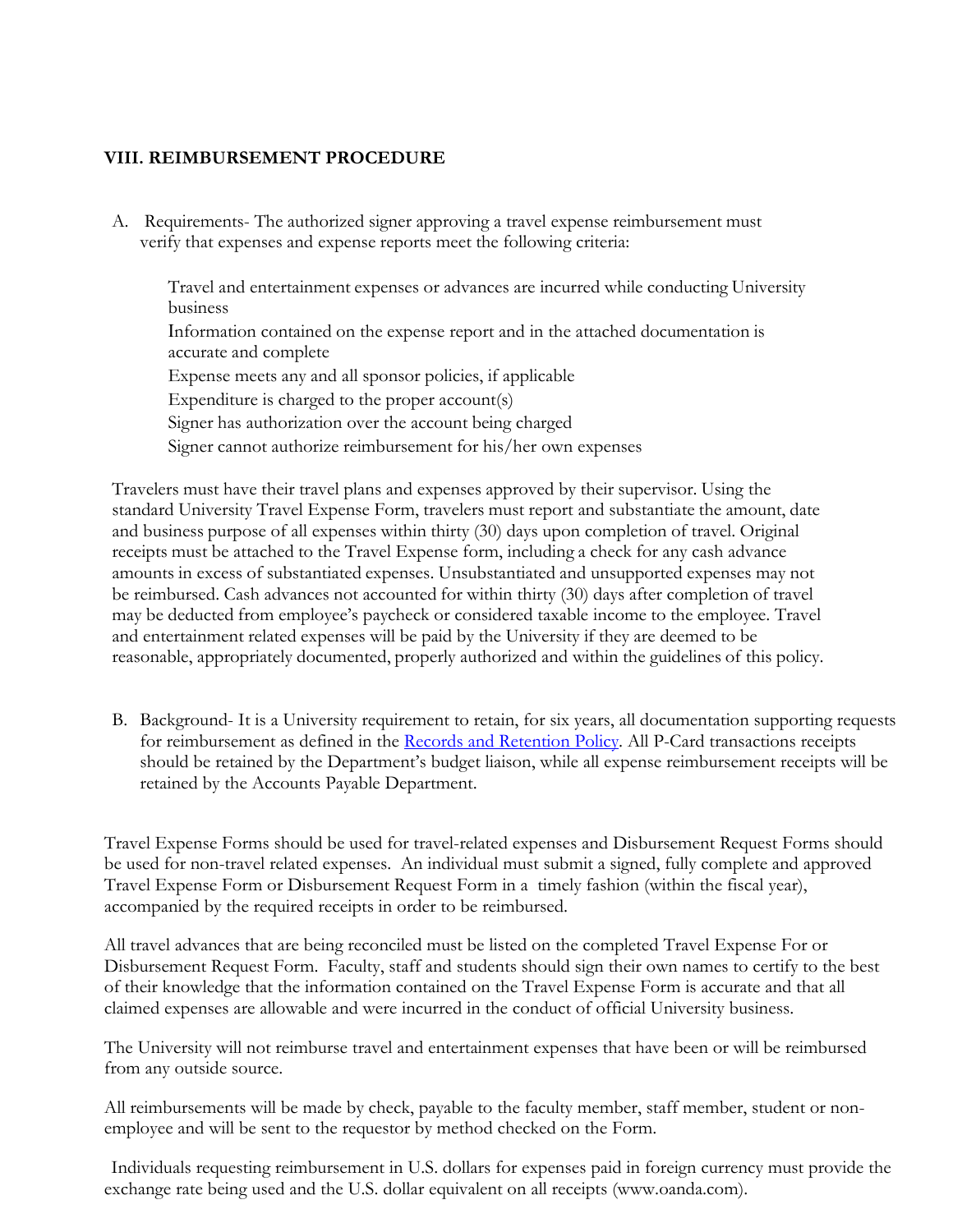## VIII. REIMBURSEMENT PROCEDURE

A. Requirements- The authorized signer approving a travel expense reimbursement must verify that expenses and expense reports meet the following criteria:

- Travel and entertainment expenses or advances are incurred while conducting University business
- Information contained on the expense report and in the attached documentation is accurate and complete
- Expense meets any and all sponsor policies, if applicable
- Expenditure is charged to the proper account(s)
- Signer has authorization over the account being charged
- Signer cannot authorize reimbursement for his/her own expenses

Travelers must have their travel plans and expenses approved by their supervisor. Using the standard University Travel Expense Form, travelers must report and substantiate the amount, date and business purpose of all expenses within thirty (30) days upon completion of travel. Original receipts must be attached to the Travel Expense form, including a check for any cash advance amounts in excess of substantiated expenses. Unsubstantiated and unsupported expenses may not be reimbursed. Cash advances not accounted for within thirty (30) days after completion of travel may be deducted from employee's paycheck or considered taxable income to the employee. Travel and entertainment related expenses will be paid by the University if they are deemed to be reasonable, appropriately documented, properly authorized and within the guidelines of this policy.

B. Background- It is a University requirement to retain, for six years, all documentation supporting requests for reimbursement as defined in the Records and Retention Policy. All P-Card transactions receipts should be retained by the Department's budget liaison, while all expense reimbursement receipts will be retained by the Accounts Payable Department.

Travel Expense Forms should be used for travel-related expenses and Disbursement Request Forms should be used for non-travel related expenses. An individual must submit a signed, fully complete and approved Travel Expense Form or Disbursement Request Form in a timely fashion (within the fiscal year), accompanied by the required receipts in order to be reimbursed.

All travel advances that are being reconciled must be listed on the completed Travel Expense For or Disbursement Request Form. Faculty, staff and students should sign their own names to certify to the best of their knowledge that the information contained on the Travel Expense Form is accurate and that all claimed expenses are allowable and were incurred in the conduct of official University business.

The University will not reimburse travel and entertainment expenses that have been or will be reimbursed from any outside source.

All reimbursements will be made by check, payable to the faculty member, staff member, student or non-employee and will be sent to the requestor by method checked on the Form.

Individuals requesting reimbursement in U.S. dollars for expenses paid in foreign currency must provide the exchange rate being used and the U.S. dollar equivalent on all receipts (www.oanda.com).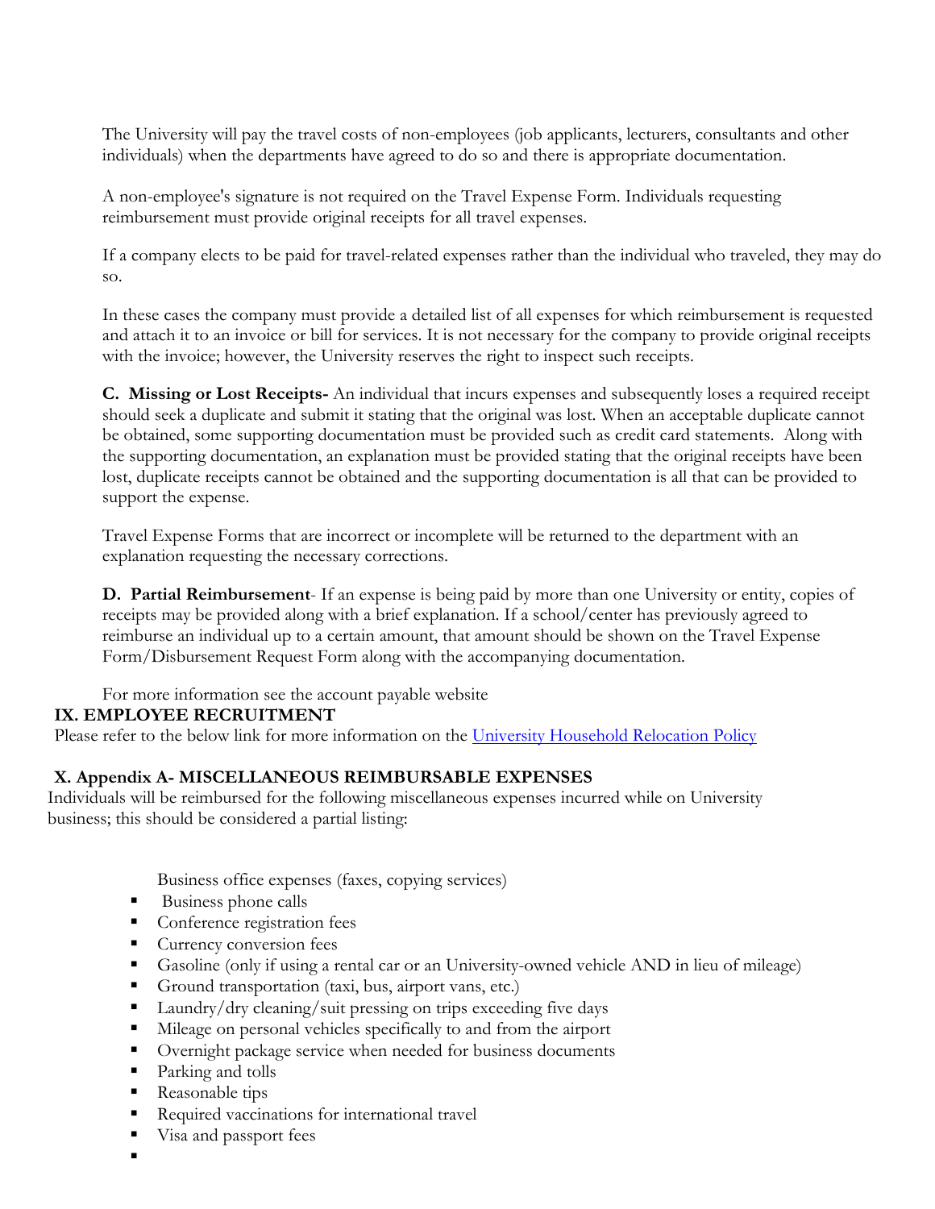The University will pay the travel costs of non-employees (job applicants, lecturers, consultants and other individuals) when the departments have agreed to do so and there is appropriate documentation.

A non-employee's signature is not required on the Travel Expense Form. Individuals requesting reimbursement must provide original receipts for all travel expenses.

If a company elects to be paid for travel-related expenses rather than the individual who traveled, they may do so.

In these cases the company must provide a detailed list of all expenses for which reimbursement is requested and attach it to an invoice or bill for services. It is not necessary for the company to provide original receipts with the invoice; however, the University reserves the right to inspect such receipts.

**C. Missing or Lost Receipts-** An individual that incurs expenses and subsequently loses a required receipt should seek a duplicate and submit it stating that the original was lost. When an acceptable duplicate cannot be obtained, some supporting documentation must be provided such as credit card statements. Along with the supporting documentation, an explanation must be provided stating that the original receipts have been lost, duplicate receipts cannot be obtained and the supporting documentation is all that can be provided to support the expense.

Travel Expense Forms that are incorrect or incomplete will be returned to the department with an explanation requesting the necessary corrections.

**D. Partial Reimbursement**- If an expense is being paid by more than one University or entity, copies of receipts may be provided along with a brief explanation. If a school/center has previously agreed to reimburse an individual up to a certain amount, that amount should be shown on the Travel Expense Form/Disbursement Request Form along with the accompanying documentation.

For more information see the account payable website

## IX. EMPLOYEE RECRUITMENT

Please refer to the below link for more information on the [University Household Relocation Policy]()

## X. Appendix A- MISCELLANEOUS REIMBURSABLE EXPENSES

Individuals will be reimbursed for the following miscellaneous expenses incurred while on University business; this should be considered a partial listing:

Business office expenses (faxes, copying services)

- Business phone calls
- Conference registration fees
- Currency conversion fees
- Gasoline (only if using a rental car or an University-owned vehicle AND in lieu of mileage)
- Ground transportation (taxi, bus, airport vans, etc.)
- Laundry/dry cleaning/suit pressing on trips exceeding five days
- Mileage on personal vehicles specifically to and from the airport
- Overnight package service when needed for business documents
- Parking and tolls
- Reasonable tips
- Required vaccinations for international travel
- Visa and passport fees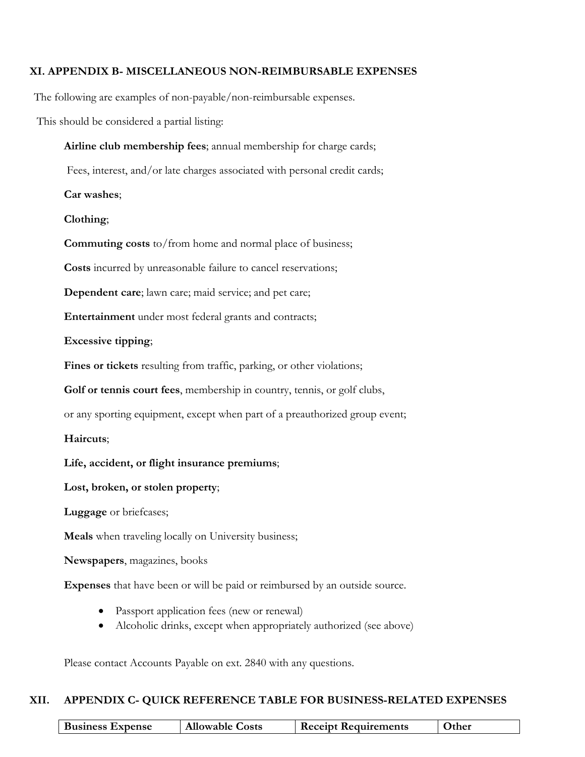## XI. APPENDIX B- MISCELLANEOUS NON-REIMBURSABLE EXPENSES

The following are examples of non-payable/non-reimbursable expenses.

This should be considered a partial listing:

**Airline club membership fees**; annual membership for charge cards;

Fees, interest, and/or late charges associated with personal credit cards;

**Car washes**;

**Clothing**;

**Commuting costs** to/from home and normal place of business;

**Costs** incurred by unreasonable failure to cancel reservations;

**Dependent care**; lawn care; maid service; and pet care;

**Entertainment** under most federal grants and contracts;

**Excessive tipping**;

**Fines or tickets** resulting from traffic, parking, or other violations;

**Golf or tennis court fees**, membership in country, tennis, or golf clubs,

or any sporting equipment, except when part of a preauthorized group event;

**Haircuts**;

**Life, accident, or flight insurance premiums**;

**Lost, broken, or stolen property**;

**Luggage** or briefcases;

**Meals** when traveling locally on University business;

**Newspapers**, magazines, books

**Expenses** that have been or will be paid or reimbursed by an outside source.

- Passport application fees (new or renewal)
- Alcoholic drinks, except when appropriately authorized (see above)

Please contact Accounts Payable on ext. 2840 with any questions.

## XII. APPENDIX C- QUICK REFERENCE TABLE FOR BUSINESS-RELATED EXPENSES

| Business Expense | Allowable Costs | Receipt Requirements | Other |
|---|---|---|---|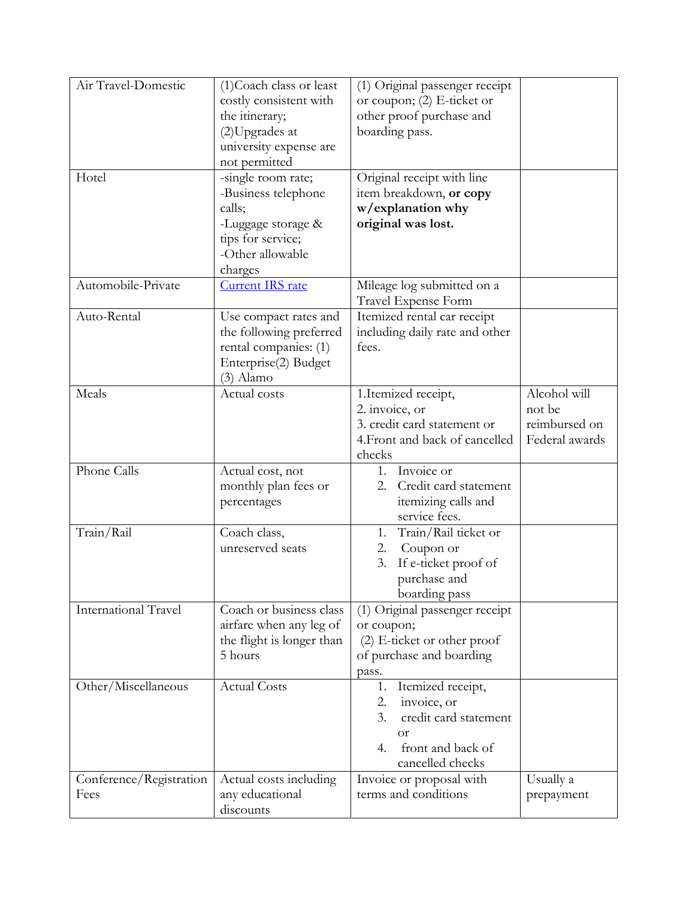| Air Travel-Domestic | (1)Coach class or least costly consistent with the itinerary; (2)Upgrades at university expense are not permitted | (1) Original passenger receipt or coupon; (2) E-ticket or other proof purchase and boarding pass. | |
|---|---|---|---|
| Hotel | -single room rate; -Business telephone calls; -Luggage storage & tips for service; -Other allowable charges | Original receipt with line item breakdown, **or copy w/explanation why original was lost.** | |
| Automobile-Private | [Current IRS rate]() | Mileage log submitted on a Travel Expense Form | |
| Auto-Rental | Use compact rates and the following preferred rental companies: (1) Enterprise(2) Budget (3) Alamo | Itemized rental car receipt including daily rate and other fees. | |
| Meals | Actual costs | 1.Itemized receipt, 2. invoice, or 3. credit card statement or 4.Front and back of cancelled checks | Alcohol will not be reimbursed on Federal awards |
| Phone Calls | Actual cost, not monthly plan fees or percentages | 1. Invoice or 2. Credit card statement itemizing calls and service fees. | |
| Train/Rail | Coach class, unreserved seats | 1. Train/Rail ticket or 2. Coupon or 3. If e-ticket proof of purchase and boarding pass | |
| International Travel | Coach or business class airfare when any leg of the flight is longer than 5 hours | (1) Original passenger receipt or coupon; (2) E-ticket or other proof of purchase and boarding pass. | |
| Other/Miscellaneous | Actual Costs | 1. Itemized receipt, 2. invoice, or 3. credit card statement or 4. front and back of cancelled checks | |
| Conference/Registration Fees | Actual costs including any educational discounts | Invoice or proposal with terms and conditions | Usually a prepayment |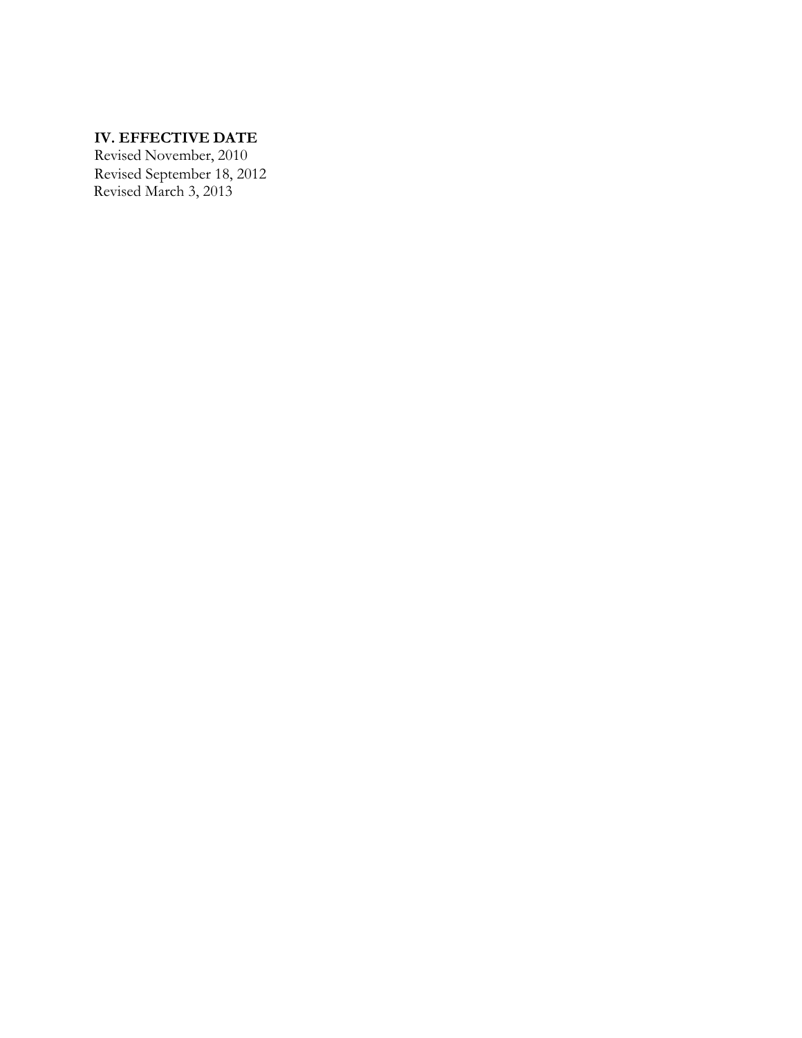## IV. EFFECTIVE DATE

Revised November, 2010
Revised September 18, 2012
Revised March 3, 2013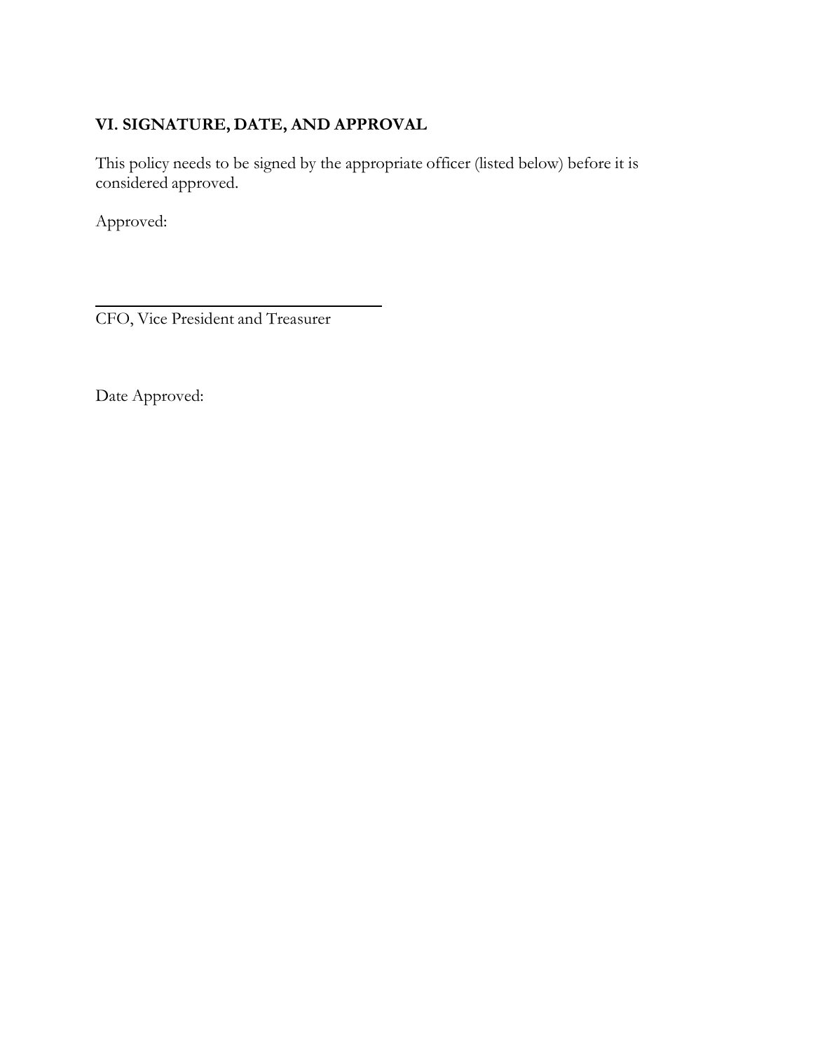## VI. SIGNATURE, DATE, AND APPROVAL

This policy needs to be signed by the appropriate officer (listed below) before it is considered approved.

Approved:

\_\_\_\_\_\_\_\_\_\_\_\_\_\_\_\_\_\_\_\_\_\_\_\_\_\_\_\_\_\_\_\_\_\_

CFO, Vice President and Treasurer

Date Approved: